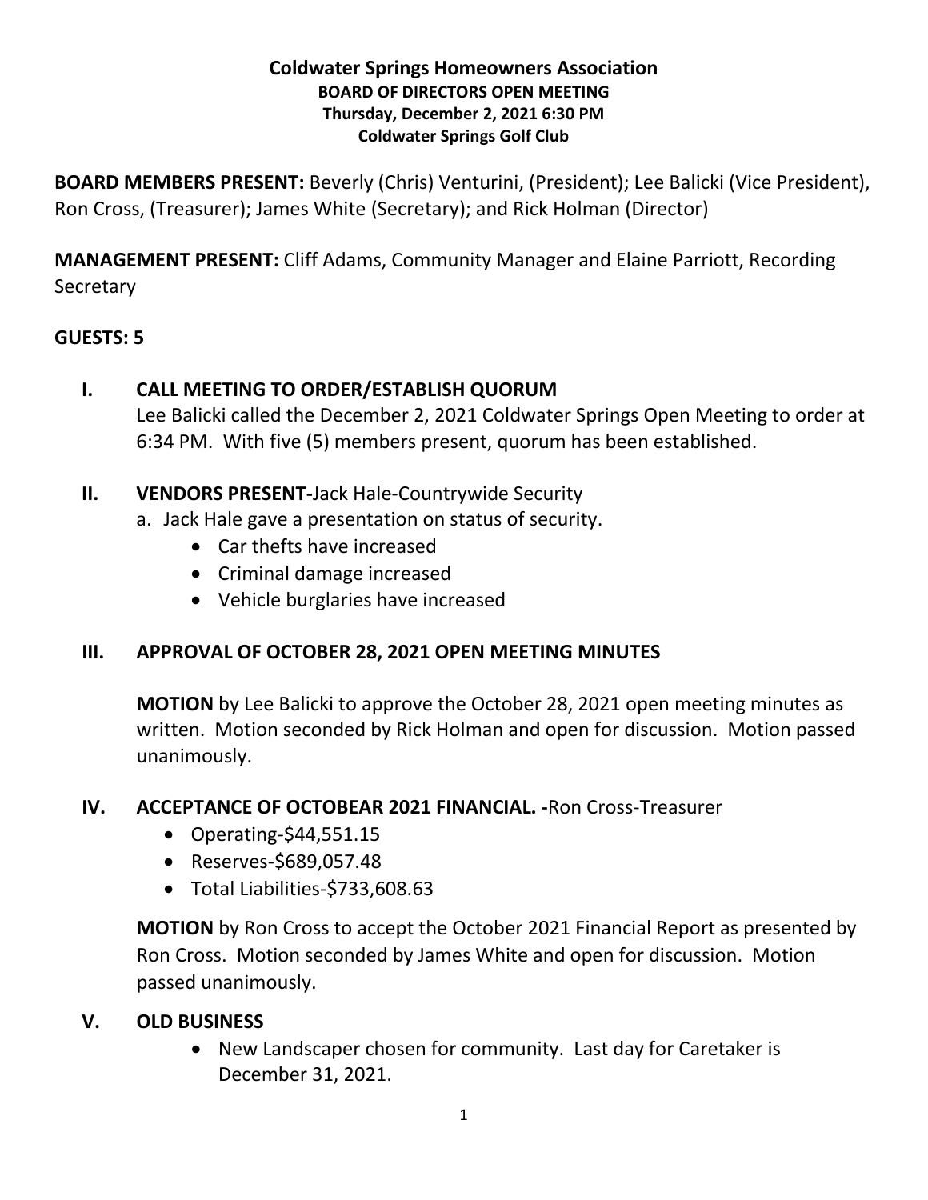# Coldwater Springs Homeowners Association

**BOARD OF DIRECTORS OPEN MEETING**
**Thursday, December 2, 2021 6:30 PM**
**Coldwater Springs Golf Club**

**BOARD MEMBERS PRESENT:** Beverly (Chris) Venturini, (President); Lee Balicki (Vice President), Ron Cross, (Treasurer); James White (Secretary); and Rick Holman (Director)

**MANAGEMENT PRESENT:** Cliff Adams, Community Manager and Elaine Parriott, Recording Secretary

**GUESTS: 5**

## I. CALL MEETING TO ORDER/ESTABLISH QUORUM

Lee Balicki called the December 2, 2021 Coldwater Springs Open Meeting to order at 6:34 PM. With five (5) members present, quorum has been established.

## II. VENDORS PRESENT-Jack Hale-Countrywide Security

a. Jack Hale gave a presentation on status of security.
- Car thefts have increased
- Criminal damage increased
- Vehicle burglaries have increased

## III. APPROVAL OF OCTOBER 28, 2021 OPEN MEETING MINUTES

**MOTION** by Lee Balicki to approve the October 28, 2021 open meeting minutes as written. Motion seconded by Rick Holman and open for discussion. Motion passed unanimously.

## IV. ACCEPTANCE OF OCTOBEAR 2021 FINANCIAL. -Ron Cross-Treasurer

- Operating-$44,551.15
- Reserves-$689,057.48
- Total Liabilities-$733,608.63

**MOTION** by Ron Cross to accept the October 2021 Financial Report as presented by Ron Cross. Motion seconded by James White and open for discussion. Motion passed unanimously.

## V. OLD BUSINESS

- New Landscaper chosen for community. Last day for Caretaker is December 31, 2021.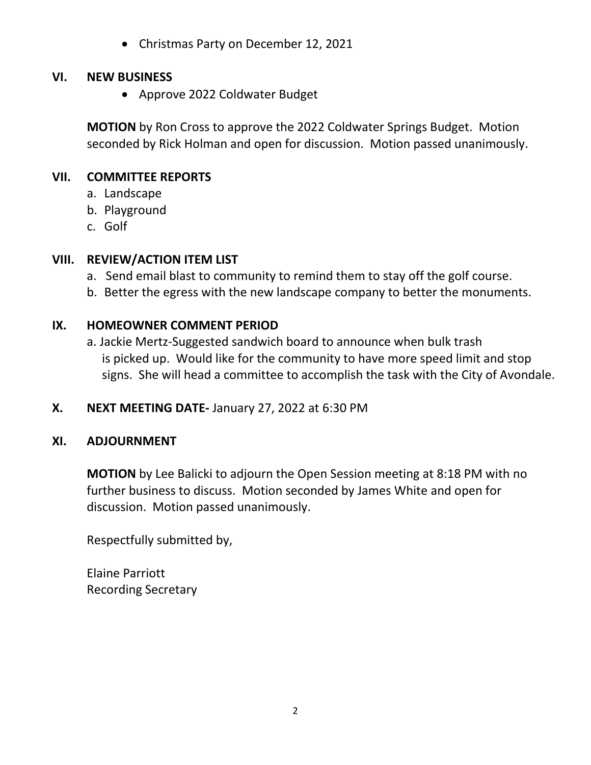- Christmas Party on December 12, 2021

## VI. NEW BUSINESS

- Approve 2022 Coldwater Budget

**MOTION** by Ron Cross to approve the 2022 Coldwater Springs Budget. Motion seconded by Rick Holman and open for discussion. Motion passed unanimously.

## VII. COMMITTEE REPORTS

a. Landscape
b. Playground
c. Golf

## VIII. REVIEW/ACTION ITEM LIST

a. Send email blast to community to remind them to stay off the golf course.
b. Better the egress with the new landscape company to better the monuments.

## IX. HOMEOWNER COMMENT PERIOD

a. Jackie Mertz-Suggested sandwich board to announce when bulk trash is picked up. Would like for the community to have more speed limit and stop signs. She will head a committee to accomplish the task with the City of Avondale.

## X. NEXT MEETING DATE- January 27, 2022 at 6:30 PM

## XI. ADJOURNMENT

**MOTION** by Lee Balicki to adjourn the Open Session meeting at 8:18 PM with no further business to discuss. Motion seconded by James White and open for discussion. Motion passed unanimously.

Respectfully submitted by,

Elaine Parriott
Recording Secretary